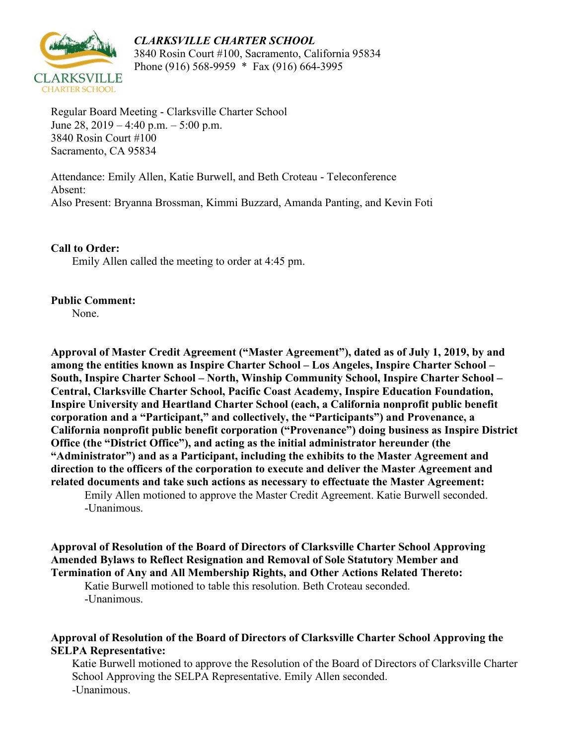***CLARKSVILLE CHARTER SCHOOL***
3840 Rosin Court #100, Sacramento, California 95834
Phone (916) 568-9959 * Fax (916) 664-3995

Regular Board Meeting - Clarksville Charter School
June 28, 2019 – 4:40 p.m. – 5:00 p.m.
3840 Rosin Court #100
Sacramento, CA 95834

Attendance: Emily Allen, Katie Burwell, and Beth Croteau - Teleconference
Absent:
Also Present: Bryanna Brossman, Kimmi Buzzard, Amanda Panting, and Kevin Foti

**Call to Order:**

Emily Allen called the meeting to order at 4:45 pm.

**Public Comment:**

None.

**Approval of Master Credit Agreement ("Master Agreement"), dated as of July 1, 2019, by and among the entities known as Inspire Charter School – Los Angeles, Inspire Charter School – South, Inspire Charter School – North, Winship Community School, Inspire Charter School – Central, Clarksville Charter School, Pacific Coast Academy, Inspire Education Foundation, Inspire University and Heartland Charter School (each, a California nonprofit public benefit corporation and a "Participant," and collectively, the "Participants") and Provenance, a California nonprofit public benefit corporation ("Provenance") doing business as Inspire District Office (the "District Office"), and acting as the initial administrator hereunder (the "Administrator") and as a Participant, including the exhibits to the Master Agreement and direction to the officers of the corporation to execute and deliver the Master Agreement and related documents and take such actions as necessary to effectuate the Master Agreement:**

Emily Allen motioned to approve the Master Credit Agreement. Katie Burwell seconded.
-Unanimous.

**Approval of Resolution of the Board of Directors of Clarksville Charter School Approving Amended Bylaws to Reflect Resignation and Removal of Sole Statutory Member and Termination of Any and All Membership Rights, and Other Actions Related Thereto:**

Katie Burwell motioned to table this resolution. Beth Croteau seconded.
-Unanimous.

**Approval of Resolution of the Board of Directors of Clarksville Charter School Approving the SELPA Representative:**

Katie Burwell motioned to approve the Resolution of the Board of Directors of Clarksville Charter School Approving the SELPA Representative. Emily Allen seconded.
-Unanimous.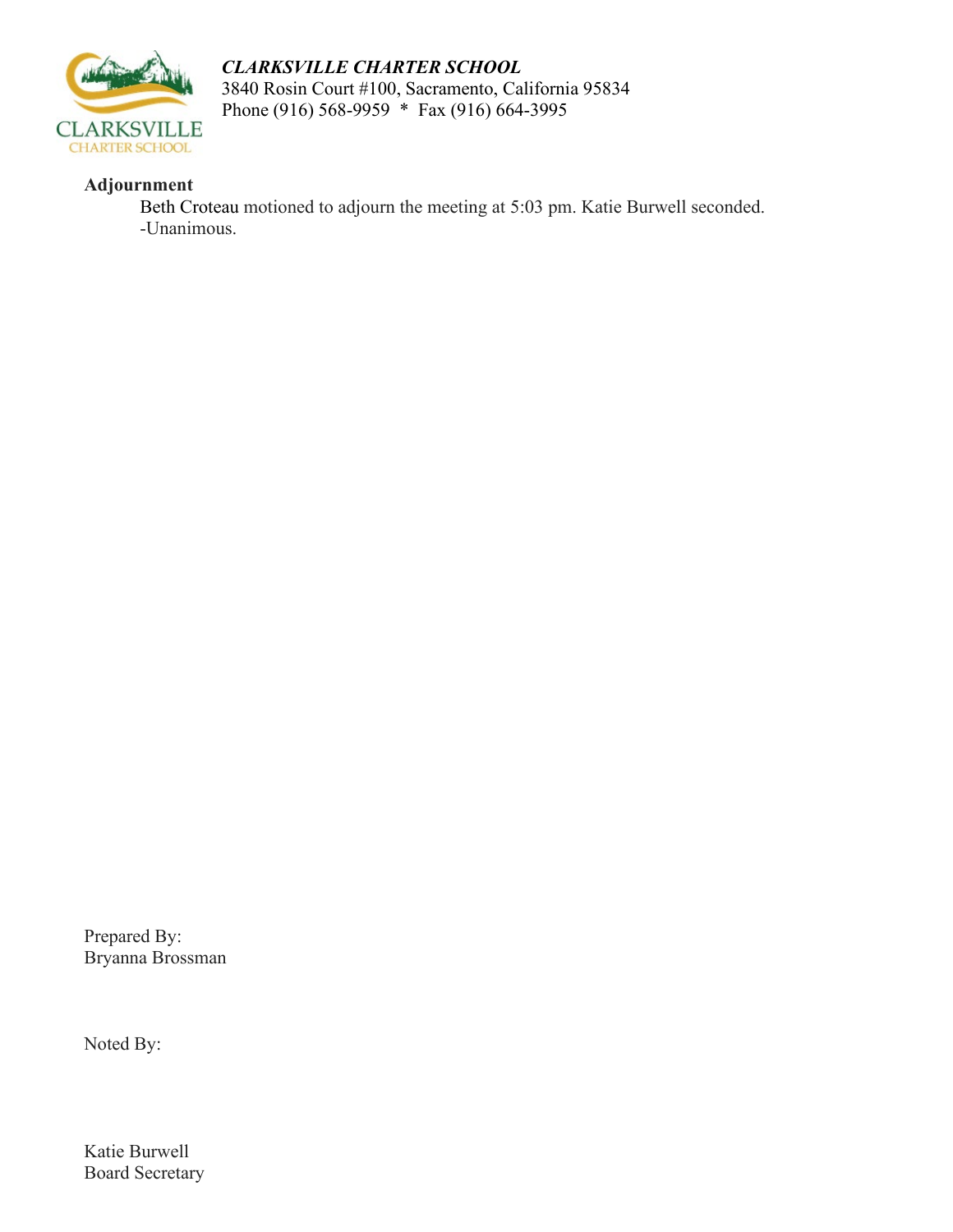**CLARKSVILLE CHARTER SCHOOL**
3840 Rosin Court #100, Sacramento, California 95834
Phone (916) 568-9959 * Fax (916) 664-3995

**Adjournment**

Beth Croteau motioned to adjourn the meeting at 5:03 pm. Katie Burwell seconded.
-Unanimous.

Prepared By:
Bryanna Brossman

Noted By:

Katie Burwell
Board Secretary